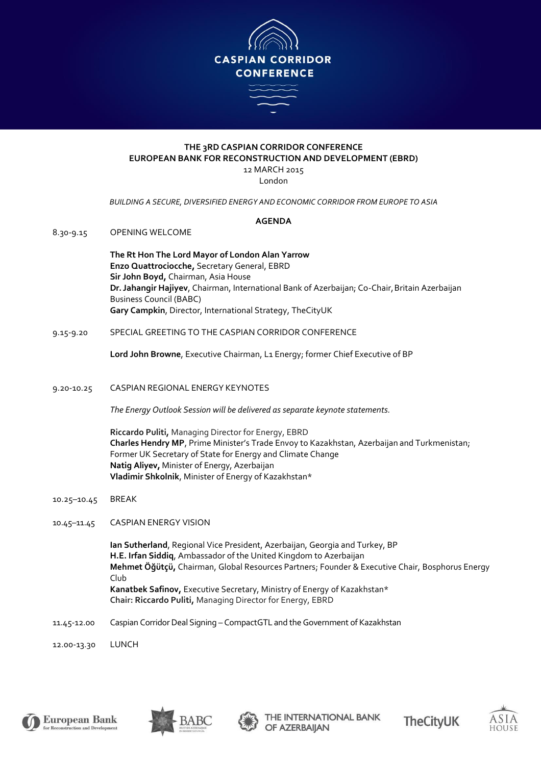# CASPIAN CORRIDOR CONFERENCE

**THE 3RD CASPIAN CORRIDOR CONFERENCE**
**EUROPEAN BANK FOR RECONSTRUCTION AND DEVELOPMENT (EBRD)**
12 MARCH 2015
London

*BUILDING A SECURE, DIVERSIFIED ENERGY AND ECONOMIC CORRIDOR FROM EUROPE TO ASIA*

## AGENDA

**8.30-9.15** OPENING WELCOME

**The Rt Hon The Lord Mayor of London Alan Yarrow**
**Enzo Quattrociocche,** Secretary General, EBRD
**Sir John Boyd,** Chairman, Asia House
**Dr. Jahangir Hajiyev**, Chairman, International Bank of Azerbaijan; Co-Chair, Britain Azerbaijan Business Council (BABC)
**Gary Campkin**, Director, International Strategy, TheCityUK

**9.15-9.20** SPECIAL GREETING TO THE CASPIAN CORRIDOR CONFERENCE

**Lord John Browne**, Executive Chairman, L1 Energy; former Chief Executive of BP

**9.20-10.25** CASPIAN REGIONAL ENERGY KEYNOTES

*The Energy Outlook Session will be delivered as separate keynote statements.*

**Riccardo Puliti,** Managing Director for Energy, EBRD
**Charles Hendry MP**, Prime Minister's Trade Envoy to Kazakhstan, Azerbaijan and Turkmenistan; Former UK Secretary of State for Energy and Climate Change
**Natig Aliyev,** Minister of Energy, Azerbaijan
**Vladimir Shkolnik**, Minister of Energy of Kazakhstan*

**10.25–10.45** BREAK

**10.45–11.45** CASPIAN ENERGY VISION

**Ian Sutherland**, Regional Vice President, Azerbaijan, Georgia and Turkey, BP
**H.E. Irfan Siddiq**, Ambassador of the United Kingdom to Azerbaijan
**Mehmet Öğütçü,** Chairman, Global Resources Partners; Founder & Executive Chair, Bosphorus Energy Club
**Kanatbek Safinov,** Executive Secretary, Ministry of Energy of Kazakhstan*
**Chair: Riccardo Puliti,** Managing Director for Energy, EBRD

**11.45-12.00** Caspian Corridor Deal Signing – CompactGTL and the Government of Kazakhstan

**12.00-13.30** LUNCH

European Bank for Reconstruction and Development | BABC British Azerbaijan Business Council | The International Bank of Azerbaijan | TheCityUK | Asia House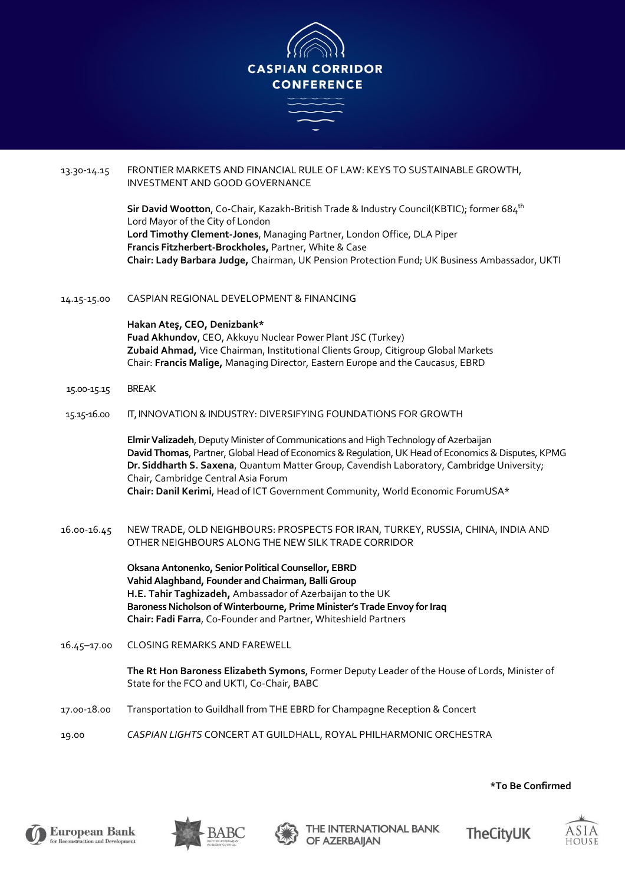CASPIAN CORRIDOR CONFERENCE

13.30-14.15 FRONTIER MARKETS AND FINANCIAL RULE OF LAW: KEYS TO SUSTAINABLE GROWTH, INVESTMENT AND GOOD GOVERNANCE

**Sir David Wootton**, Co-Chair, Kazakh-British Trade & Industry Council(KBTIC); former 684th Lord Mayor of the City of London
**Lord Timothy Clement-Jones**, Managing Partner, London Office, DLA Piper
**Francis Fitzherbert-Brockholes,** Partner, White & Case
**Chair: Lady Barbara Judge,** Chairman, UK Pension Protection Fund; UK Business Ambassador, UKTI

14.15-15.00 CASPIAN REGIONAL DEVELOPMENT & FINANCING

**Hakan Ateş, CEO, Denizbank***
**Fuad Akhundov**, CEO, Akkuyu Nuclear Power Plant JSC (Turkey)
**Zubaid Ahmad,** Vice Chairman, Institutional Clients Group, Citigroup Global Markets
Chair: **Francis Malige,** Managing Director, Eastern Europe and the Caucasus, EBRD

15.00-15.15 BREAK

15.15-16.00 IT, INNOVATION & INDUSTRY: DIVERSIFYING FOUNDATIONS FOR GROWTH

**Elmir Valizadeh**, Deputy Minister of Communications and High Technology of Azerbaijan
**David Thomas**, Partner, Global Head of Economics & Regulation, UK Head of Economics & Disputes, KPMG
**Dr. Siddharth S. Saxena**, Quantum Matter Group, Cavendish Laboratory, Cambridge University; Chair, Cambridge Central Asia Forum
**Chair: Danil Kerimi**, Head of ICT Government Community, World Economic ForumUSA*

16.00-16.45 NEW TRADE, OLD NEIGHBOURS: PROSPECTS FOR IRAN, TURKEY, RUSSIA, CHINA, INDIA AND OTHER NEIGHBOURS ALONG THE NEW SILK TRADE CORRIDOR

**Oksana Antonenko, Senior Political Counsellor, EBRD**
**Vahid Alaghband, Founder and Chairman, Balli Group**
**H.E. Tahir Taghizadeh,** Ambassador of Azerbaijan to the UK
**Baroness Nicholson of Winterbourne, Prime Minister's Trade Envoy for Iraq**
**Chair: Fadi Farra**, Co-Founder and Partner, Whiteshield Partners

16.45–17.00 CLOSING REMARKS AND FAREWELL

**The Rt Hon Baroness Elizabeth Symons**, Former Deputy Leader of the House of Lords, Minister of State for the FCO and UKTI, Co-Chair, BABC

17.00-18.00 Transportation to Guildhall from THE EBRD for Champagne Reception & Concert

19.00 *CASPIAN LIGHTS* CONCERT AT GUILDHALL, ROYAL PHILHARMONIC ORCHESTRA

**\*To Be Confirmed**

European Bank for Reconstruction and Development | BABC | THE INTERNATIONAL BANK OF AZERBAIJAN | TheCityUK | ASIA HOUSE